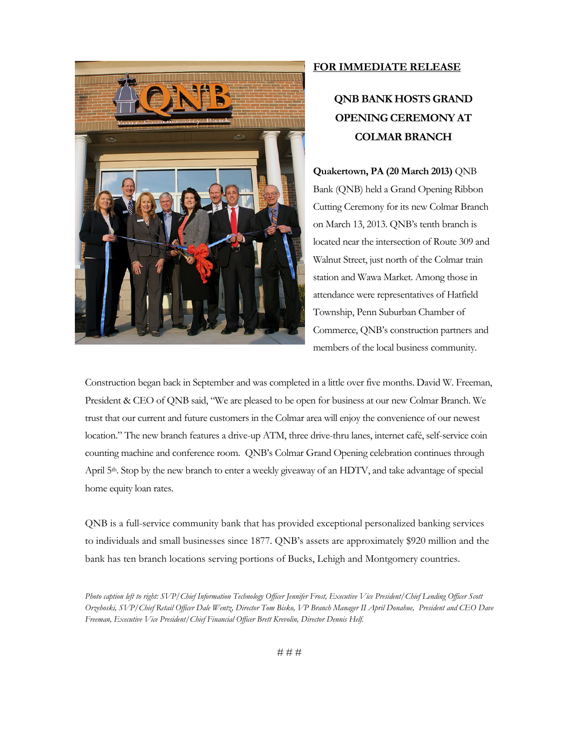**FOR IMMEDIATE RELEASE**

# QNB BANK HOSTS GRAND OPENING CEREMONY AT COLMAR BRANCH

**Quakertown, PA (20 March 2013)** QNB Bank (QNB) held a Grand Opening Ribbon Cutting Ceremony for its new Colmar Branch on March 13, 2013. QNB's tenth branch is located near the intersection of Route 309 and Walnut Street, just north of the Colmar train station and Wawa Market. Among those in attendance were representatives of Hatfield Township, Penn Suburban Chamber of Commerce, QNB's construction partners and members of the local business community.

Construction began back in September and was completed in a little over five months. David W. Freeman, President & CEO of QNB said, "We are pleased to be open for business at our new Colmar Branch. We trust that our current and future customers in the Colmar area will enjoy the convenience of our newest location." The new branch features a drive-up ATM, three drive-thru lanes, internet café, self-service coin counting machine and conference room. QNB's Colmar Grand Opening celebration continues through April 5th. Stop by the new branch to enter a weekly giveaway of an HDTV, and take advantage of special home equity loan rates.

QNB is a full-service community bank that has provided exceptional personalized banking services to individuals and small businesses since 1877. QNB's assets are approximately $920 million and the bank has ten branch locations serving portions of Bucks, Lehigh and Montgomery countries.

*Photo caption left to right: SVP/Chief Information Technology Officer Jennifer Frost, Executive Vice President/Chief Lending Officer Scott Orzehoski, SVP/Chief Retail Officer Dale Wentz, Director Tom Bisko, VP Branch Manager II April Donahue, President and CEO Dave Freeman, Executive Vice President/Chief Financial Officer Brett Krevolin, Director Dennis Helf.*

# # #